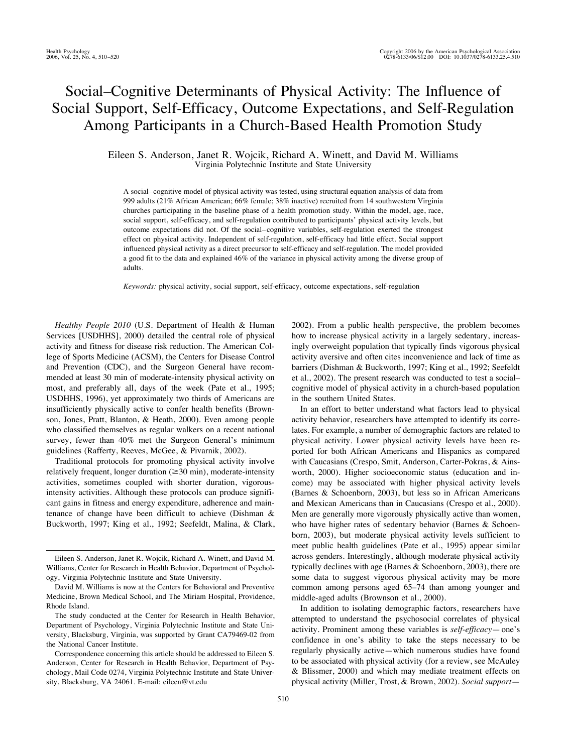# Social–Cognitive Determinants of Physical Activity: The Influence of Social Support, Self-Efficacy, Outcome Expectations, and Self-Regulation Among Participants in a Church-Based Health Promotion Study

Eileen S. Anderson, Janet R. Wojcik, Richard A. Winett, and David M. Williams
Virginia Polytechnic Institute and State University

A social–cognitive model of physical activity was tested, using structural equation analysis of data from 999 adults (21% African American; 66% female; 38% inactive) recruited from 14 southwestern Virginia churches participating in the baseline phase of a health promotion study. Within the model, age, race, social support, self-efficacy, and self-regulation contributed to participants' physical activity levels, but outcome expectations did not. Of the social–cognitive variables, self-regulation exerted the strongest effect on physical activity. Independent of self-regulation, self-efficacy had little effect. Social support influenced physical activity as a direct precursor to self-efficacy and self-regulation. The model provided a good fit to the data and explained 46% of the variance in physical activity among the diverse group of adults.

*Keywords:* physical activity, social support, self-efficacy, outcome expectations, self-regulation

*Healthy People 2010* (U.S. Department of Health & Human Services [USDHHS], 2000) detailed the central role of physical activity and fitness for disease risk reduction. The American College of Sports Medicine (ACSM), the Centers for Disease Control and Prevention (CDC), and the Surgeon General have recommended at least 30 min of moderate-intensity physical activity on most, and preferably all, days of the week (Pate et al., 1995; USDHHS, 1996), yet approximately two thirds of Americans are insufficiently physically active to confer health benefits (Brownson, Jones, Pratt, Blanton, & Heath, 2000). Even among people who classified themselves as regular walkers on a recent national survey, fewer than 40% met the Surgeon General's minimum guidelines (Rafferty, Reeves, McGee, & Pivarnik, 2002).

Traditional protocols for promoting physical activity involve relatively frequent, longer duration (≥30 min), moderate-intensity activities, sometimes coupled with shorter duration, vigorous-intensity activities. Although these protocols can produce significant gains in fitness and energy expenditure, adherence and maintenance of change have been difficult to achieve (Dishman & Buckworth, 1997; King et al., 1992; Seefeldt, Malina, & Clark, 2002). From a public health perspective, the problem becomes how to increase physical activity in a largely sedentary, increasingly overweight population that typically finds vigorous physical activity aversive and often cites inconvenience and lack of time as barriers (Dishman & Buckworth, 1997; King et al., 1992; Seefeldt et al., 2002). The present research was conducted to test a social–cognitive model of physical activity in a church-based population in the southern United States.

In an effort to better understand what factors lead to physical activity behavior, researchers have attempted to identify its correlates. For example, a number of demographic factors are related to physical activity. Lower physical activity levels have been reported for both African Americans and Hispanics as compared with Caucasians (Crespo, Smit, Anderson, Carter-Pokras, & Ainsworth, 2000). Higher socioeconomic status (education and income) may be associated with higher physical activity levels (Barnes & Schoenborn, 2003), but less so in African Americans and Mexican Americans than in Caucasians (Crespo et al., 2000). Men are generally more vigorously physically active than women, who have higher rates of sedentary behavior (Barnes & Schoenborn, 2003), but moderate physical activity levels sufficient to meet public health guidelines (Pate et al., 1995) appear similar across genders. Interestingly, although moderate physical activity typically declines with age (Barnes & Schoenborn, 2003), there are some data to suggest vigorous physical activity may be more common among persons aged 65–74 than among younger and middle-aged adults (Brownson et al., 2000).

In addition to isolating demographic factors, researchers have attempted to understand the psychosocial correlates of physical activity. Prominent among these variables is *self-efficacy*—one's confidence in one's ability to take the steps necessary to be regularly physically active—which numerous studies have found to be associated with physical activity (for a review, see McAuley & Blissmer, 2000) and which may mediate treatment effects on physical activity (Miller, Trost, & Brown, 2002). *Social support*—

Eileen S. Anderson, Janet R. Wojcik, Richard A. Winett, and David M. Williams, Center for Research in Health Behavior, Department of Psychology, Virginia Polytechnic Institute and State University.

David M. Williams is now at the Centers for Behavioral and Preventive Medicine, Brown Medical School, and The Miriam Hospital, Providence, Rhode Island.

The study conducted at the Center for Research in Health Behavior, Department of Psychology, Virginia Polytechnic Institute and State University, Blacksburg, Virginia, was supported by Grant CA79469-02 from the National Cancer Institute.

Correspondence concerning this article should be addressed to Eileen S. Anderson, Center for Research in Health Behavior, Department of Psychology, Mail Code 0274, Virginia Polytechnic Institute and State University, Blacksburg, VA 24061. E-mail: eileen@vt.edu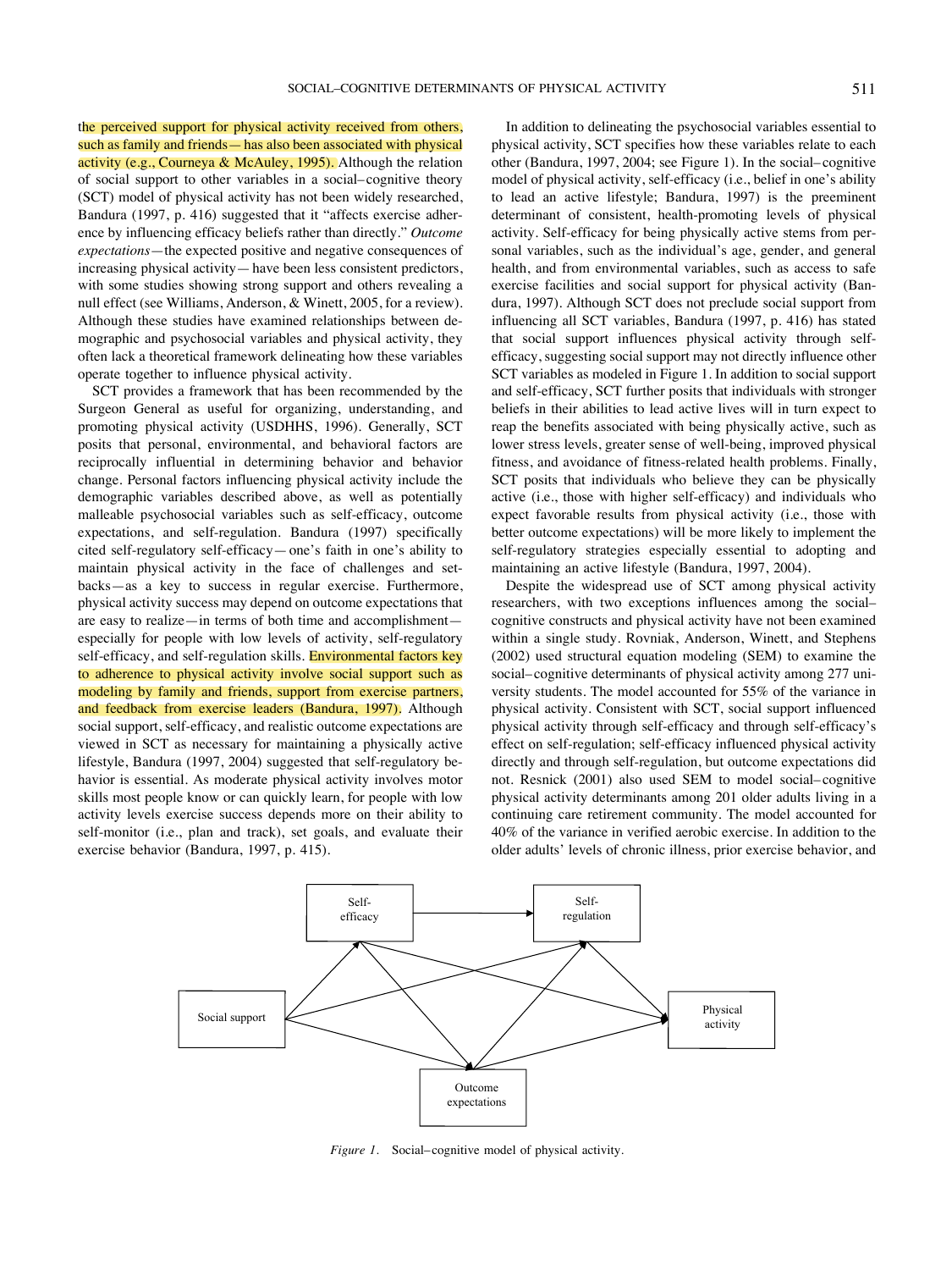the perceived support for physical activity received from others, such as family and friends—has also been associated with physical activity (e.g., Courneya & McAuley, 1995). Although the relation of social support to other variables in a social–cognitive theory (SCT) model of physical activity has not been widely researched, Bandura (1997, p. 416) suggested that it "affects exercise adherence by influencing efficacy beliefs rather than directly." *Outcome expectations*—the expected positive and negative consequences of increasing physical activity—have been less consistent predictors, with some studies showing strong support and others revealing a null effect (see Williams, Anderson, & Winett, 2005, for a review). Although these studies have examined relationships between demographic and psychosocial variables and physical activity, they often lack a theoretical framework delineating how these variables operate together to influence physical activity.

SCT provides a framework that has been recommended by the Surgeon General as useful for organizing, understanding, and promoting physical activity (USDHHS, 1996). Generally, SCT posits that personal, environmental, and behavioral factors are reciprocally influential in determining behavior and behavior change. Personal factors influencing physical activity include the demographic variables described above, as well as potentially malleable psychosocial variables such as self-efficacy, outcome expectations, and self-regulation. Bandura (1997) specifically cited self-regulatory self-efficacy—one's faith in one's ability to maintain physical activity in the face of challenges and setbacks—as a key to success in regular exercise. Furthermore, physical activity success may depend on outcome expectations that are easy to realize—in terms of both time and accomplishment—especially for people with low levels of activity, self-regulatory self-efficacy, and self-regulation skills. Environmental factors key to adherence to physical activity involve social support such as modeling by family and friends, support from exercise partners, and feedback from exercise leaders (Bandura, 1997). Although social support, self-efficacy, and realistic outcome expectations are viewed in SCT as necessary for maintaining a physically active lifestyle, Bandura (1997, 2004) suggested that self-regulatory behavior is essential. As moderate physical activity involves motor skills most people know or can quickly learn, for people with low activity levels exercise success depends more on their ability to self-monitor (i.e., plan and track), set goals, and evaluate their exercise behavior (Bandura, 1997, p. 415).

In addition to delineating the psychosocial variables essential to physical activity, SCT specifies how these variables relate to each other (Bandura, 1997, 2004; see Figure 1). In the social–cognitive model of physical activity, self-efficacy (i.e., belief in one's ability to lead an active lifestyle; Bandura, 1997) is the preeminent determinant of consistent, health-promoting levels of physical activity. Self-efficacy for being physically active stems from personal variables, such as the individual's age, gender, and general health, and from environmental variables, such as access to safe exercise facilities and social support for physical activity (Bandura, 1997). Although SCT does not preclude social support from influencing all SCT variables, Bandura (1997, p. 416) has stated that social support influences physical activity through self-efficacy, suggesting social support may not directly influence other SCT variables as modeled in Figure 1. In addition to social support and self-efficacy, SCT further posits that individuals with stronger beliefs in their abilities to lead active lives will in turn expect to reap the benefits associated with being physically active, such as lower stress levels, greater sense of well-being, improved physical fitness, and avoidance of fitness-related health problems. Finally, SCT posits that individuals who believe they can be physically active (i.e., those with higher self-efficacy) and individuals who expect favorable results from physical activity (i.e., those with better outcome expectations) will be more likely to implement the self-regulatory strategies especially essential to adopting and maintaining an active lifestyle (Bandura, 1997, 2004).

Despite the widespread use of SCT among physical activity researchers, with two exceptions influences among the social–cognitive constructs and physical activity have not been examined within a single study. Rovniak, Anderson, Winett, and Stephens (2002) used structural equation modeling (SEM) to examine the social–cognitive determinants of physical activity among 277 university students. The model accounted for 55% of the variance in physical activity. Consistent with SCT, social support influenced physical activity through self-efficacy and through self-efficacy's effect on self-regulation; self-efficacy influenced physical activity directly and through self-regulation, but outcome expectations did not. Resnick (2001) also used SEM to model social–cognitive physical activity determinants among 201 older adults living in a continuing care retirement community. The model accounted for 40% of the variance in verified aerobic exercise. In addition to the older adults' levels of chronic illness, prior exercise behavior, and

*Figure 1.* Social–cognitive model of physical activity.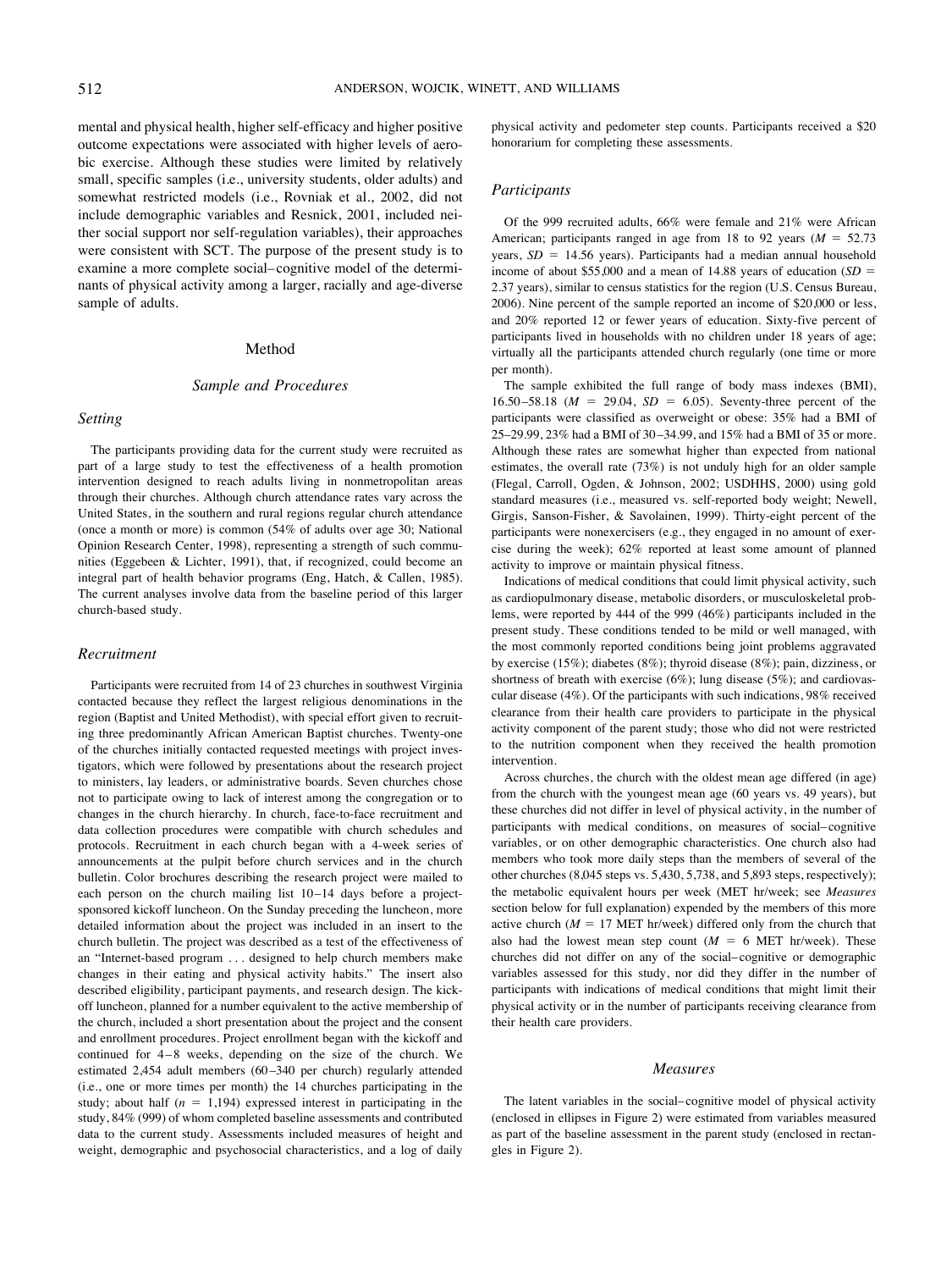mental and physical health, higher self-efficacy and higher positive outcome expectations were associated with higher levels of aerobic exercise. Although these studies were limited by relatively small, specific samples (i.e., university students, older adults) and somewhat restricted models (i.e., Rovniak et al., 2002, did not include demographic variables and Resnick, 2001, included neither social support nor self-regulation variables), their approaches were consistent with SCT. The purpose of the present study is to examine a more complete social–cognitive model of the determinants of physical activity among a larger, racially and age-diverse sample of adults.

## Method

### Sample and Procedures

#### *Setting*

The participants providing data for the current study were recruited as part of a large study to test the effectiveness of a health promotion intervention designed to reach adults living in nonmetropolitan areas through their churches. Although church attendance rates vary across the United States, in the southern and rural regions regular church attendance (once a month or more) is common (54% of adults over age 30; National Opinion Research Center, 1998), representing a strength of such communities (Eggebeen & Lichter, 1991), that, if recognized, could become an integral part of health behavior programs (Eng, Hatch, & Callen, 1985). The current analyses involve data from the baseline period of this larger church-based study.

#### *Recruitment*

Participants were recruited from 14 of 23 churches in southwest Virginia contacted because they reflect the largest religious denominations in the region (Baptist and United Methodist), with special effort given to recruiting three predominantly African American Baptist churches. Twenty-one of the churches initially contacted requested meetings with project investigators, which were followed by presentations about the research project to ministers, lay leaders, or administrative boards. Seven churches chose not to participate owing to lack of interest among the congregation or to changes in the church hierarchy. In church, face-to-face recruitment and data collection procedures were compatible with church schedules and protocols. Recruitment in each church began with a 4-week series of announcements at the pulpit before church services and in the church bulletin. Color brochures describing the research project were mailed to each person on the church mailing list 10–14 days before a project-sponsored kickoff luncheon. On the Sunday preceding the luncheon, more detailed information about the project was included in an insert to the church bulletin. The project was described as a test of the effectiveness of an "Internet-based program . . . designed to help church members make changes in their eating and physical activity habits." The insert also described eligibility, participant payments, and research design. The kickoff luncheon, planned for a number equivalent to the active membership of the church, included a short presentation about the project and the consent and enrollment procedures. Project enrollment began with the kickoff and continued for 4–8 weeks, depending on the size of the church. We estimated 2,454 adult members (60–340 per church) regularly attended (i.e., one or more times per month) the 14 churches participating in the study; about half ($n$ = 1,194) expressed interest in participating in the study, 84% (999) of whom completed baseline assessments and contributed data to the current study. Assessments included measures of height and weight, demographic and psychosocial characteristics, and a log of daily physical activity and pedometer step counts. Participants received a $20 honorarium for completing these assessments.

#### *Participants*

Of the 999 recruited adults, 66% were female and 21% were African American; participants ranged in age from 18 to 92 years ($M$ = 52.73 years, $SD$ = 14.56 years). Participants had a median annual household income of about $55,000 and a mean of 14.88 years of education ($SD$ = 2.37 years), similar to census statistics for the region (U.S. Census Bureau, 2006). Nine percent of the sample reported an income of $20,000 or less, and 20% reported 12 or fewer years of education. Sixty-five percent of participants lived in households with no children under 18 years of age; virtually all the participants attended church regularly (one time or more per month).

The sample exhibited the full range of body mass indexes (BMI), 16.50–58.18 ($M$ = 29.04, $SD$ = 6.05). Seventy-three percent of the participants were classified as overweight or obese: 35% had a BMI of 25–29.99, 23% had a BMI of 30–34.99, and 15% had a BMI of 35 or more. Although these rates are somewhat higher than expected from national estimates, the overall rate (73%) is not unduly high for an older sample (Flegal, Carroll, Ogden, & Johnson, 2002; USDHHS, 2000) using gold standard measures (i.e., measured vs. self-reported body weight; Newell, Girgis, Sanson-Fisher, & Savolainen, 1999). Thirty-eight percent of the participants were nonexercisers (e.g., they engaged in no amount of exercise during the week); 62% reported at least some amount of planned activity to improve or maintain physical fitness.

Indications of medical conditions that could limit physical activity, such as cardiopulmonary disease, metabolic disorders, or musculoskeletal problems, were reported by 444 of the 999 (46%) participants included in the present study. These conditions tended to be mild or well managed, with the most commonly reported conditions being joint problems aggravated by exercise (15%); diabetes (8%); thyroid disease (8%); pain, dizziness, or shortness of breath with exercise (6%); lung disease (5%); and cardiovascular disease (4%). Of the participants with such indications, 98% received clearance from their health care providers to participate in the physical activity component of the parent study; those who did not were restricted to the nutrition component when they received the health promotion intervention.

Across churches, the church with the oldest mean age differed (in age) from the church with the youngest mean age (60 years vs. 49 years), but these churches did not differ in level of physical activity, in the number of participants with medical conditions, on measures of social–cognitive variables, or on other demographic characteristics. One church also had members who took more daily steps than the members of several of the other churches (8,045 steps vs. 5,430, 5,738, and 5,893 steps, respectively); the metabolic equivalent hours per week (MET hr/week; see *Measures* section below for full explanation) expended by the members of this more active church ($M$ = 17 MET hr/week) differed only from the church that also had the lowest mean step count ($M$ = 6 MET hr/week). These churches did not differ on any of the social–cognitive or demographic variables assessed for this study, nor did they differ in the number of participants with indications of medical conditions that might limit their physical activity or in the number of participants receiving clearance from their health care providers.

### Measures

The latent variables in the social–cognitive model of physical activity (enclosed in ellipses in Figure 2) were estimated from variables measured as part of the baseline assessment in the parent study (enclosed in rectangles in Figure 2).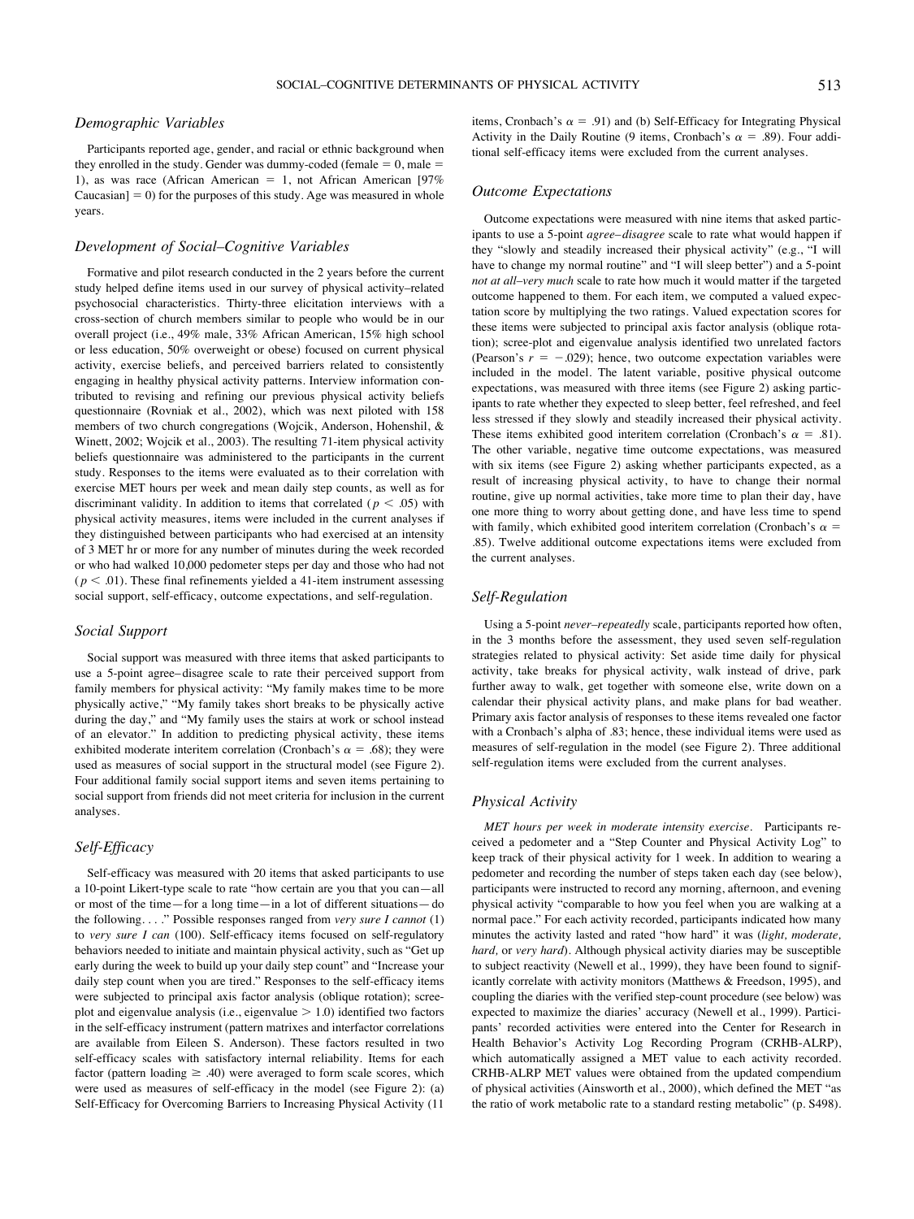### Demographic Variables

Participants reported age, gender, and racial or ethnic background when they enrolled in the study. Gender was dummy-coded (female = 0, male = 1), as was race (African American = 1, not African American [97% Caucasian] = 0) for the purposes of this study. Age was measured in whole years.

### Development of Social–Cognitive Variables

Formative and pilot research conducted in the 2 years before the current study helped define items used in our survey of physical activity–related psychosocial characteristics. Thirty-three elicitation interviews with a cross-section of church members similar to people who would be in our overall project (i.e., 49% male, 33% African American, 15% high school or less education, 50% overweight or obese) focused on current physical activity, exercise beliefs, and perceived barriers related to consistently engaging in healthy physical activity patterns. Interview information contributed to revising and refining our previous physical activity beliefs questionnaire (Rovniak et al., 2002), which was next piloted with 158 members of two church congregations (Wojcik, Anderson, Hohenshil, & Winett, 2002; Wojcik et al., 2003). The resulting 71-item physical activity beliefs questionnaire was administered to the participants in the current study. Responses to the items were evaluated as to their correlation with exercise MET hours per week and mean daily step counts, as well as for discriminant validity. In addition to items that correlated ($p < .05$) with physical activity measures, items were included in the current analyses if they distinguished between participants who had exercised at an intensity of 3 MET hr or more for any number of minutes during the week recorded or who had walked 10,000 pedometer steps per day and those who had not ($p < .01$). These final refinements yielded a 41-item instrument assessing social support, self-efficacy, outcome expectations, and self-regulation.

### Social Support

Social support was measured with three items that asked participants to use a 5-point agree–disagree scale to rate their perceived support from family members for physical activity: "My family makes time to be more physically active," "My family takes short breaks to be physically active during the day," and "My family uses the stairs at work or school instead of an elevator." In addition to predicting physical activity, these items exhibited moderate interitem correlation (Cronbach's $\alpha = .68$); they were used as measures of social support in the structural model (see Figure 2). Four additional family social support items and seven items pertaining to social support from friends did not meet criteria for inclusion in the current analyses.

### Self-Efficacy

Self-efficacy was measured with 20 items that asked participants to use a 10-point Likert-type scale to rate "how certain are you that you can—all or most of the time—for a long time—in a lot of different situations—do the following. . . ." Possible responses ranged from *very sure I cannot* (1) to *very sure I can* (100). Self-efficacy items focused on self-regulatory behaviors needed to initiate and maintain physical activity, such as "Get up early during the week to build up your daily step count" and "Increase your daily step count when you are tired." Responses to the self-efficacy items were subjected to principal axis factor analysis (oblique rotation); scree-plot and eigenvalue analysis (i.e., eigenvalue > 1.0) identified two factors in the self-efficacy instrument (pattern matrixes and interfactor correlations are available from Eileen S. Anderson). These factors resulted in two self-efficacy scales with satisfactory internal reliability. Items for each factor (pattern loading ≥ .40) were averaged to form scale scores, which were used as measures of self-efficacy in the model (see Figure 2): (a) Self-Efficacy for Overcoming Barriers to Increasing Physical Activity (11 items, Cronbach's $\alpha = .91$) and (b) Self-Efficacy for Integrating Physical Activity in the Daily Routine (9 items, Cronbach's $\alpha = .89$). Four additional self-efficacy items were excluded from the current analyses.

### Outcome Expectations

Outcome expectations were measured with nine items that asked participants to use a 5-point *agree–disagree* scale to rate what would happen if they "slowly and steadily increased their physical activity" (e.g., "I will have to change my normal routine" and "I will sleep better") and a 5-point *not at all–very much* scale to rate how much it would matter if the targeted outcome happened to them. For each item, we computed a valued expectation score by multiplying the two ratings. Valued expectation scores for these items were subjected to principal axis factor analysis (oblique rotation); scree-plot and eigenvalue analysis identified two unrelated factors (Pearson's $r = -.029$); hence, two outcome expectation variables were included in the model. The latent variable, positive physical outcome expectations, was measured with three items (see Figure 2) asking participants to rate whether they expected to sleep better, feel refreshed, and feel less stressed if they slowly and steadily increased their physical activity. These items exhibited good interitem correlation (Cronbach's $\alpha = .81$). The other variable, negative time outcome expectations, was measured with six items (see Figure 2) asking whether participants expected, as a result of increasing physical activity, to have to change their normal routine, give up normal activities, take more time to plan their day, have one more thing to worry about getting done, and have less time to spend with family, which exhibited good interitem correlation (Cronbach's $\alpha = .85$). Twelve additional outcome expectations items were excluded from the current analyses.

### Self-Regulation

Using a 5-point *never–repeatedly* scale, participants reported how often, in the 3 months before the assessment, they used seven self-regulation strategies related to physical activity: Set aside time daily for physical activity, take breaks for physical activity, walk instead of drive, park further away to walk, get together with someone else, write down on a calendar their physical activity plans, and make plans for bad weather. Primary axis factor analysis of responses to these items revealed one factor with a Cronbach's alpha of .83; hence, these individual items were used as measures of self-regulation in the model (see Figure 2). Three additional self-regulation items were excluded from the current analyses.

### Physical Activity

*MET hours per week in moderate intensity exercise*. Participants received a pedometer and a "Step Counter and Physical Activity Log" to keep track of their physical activity for 1 week. In addition to wearing a pedometer and recording the number of steps taken each day (see below), participants were instructed to record any morning, afternoon, and evening physical activity "comparable to how you feel when you are walking at a normal pace." For each activity recorded, participants indicated how many minutes the activity lasted and rated "how hard" it was (*light, moderate, hard,* or *very hard*). Although physical activity diaries may be susceptible to subject reactivity (Newell et al., 1999), they have been found to significantly correlate with activity monitors (Matthews & Freedson, 1995), and coupling the diaries with the verified step-count procedure (see below) was expected to maximize the diaries' accuracy (Newell et al., 1999). Participants' recorded activities were entered into the Center for Research in Health Behavior's Activity Log Recording Program (CRHB-ALRP), which automatically assigned a MET value to each activity recorded. CRHB-ALRP MET values were obtained from the updated compendium of physical activities (Ainsworth et al., 2000), which defined the MET "as the ratio of work metabolic rate to a standard resting metabolic" (p. S498).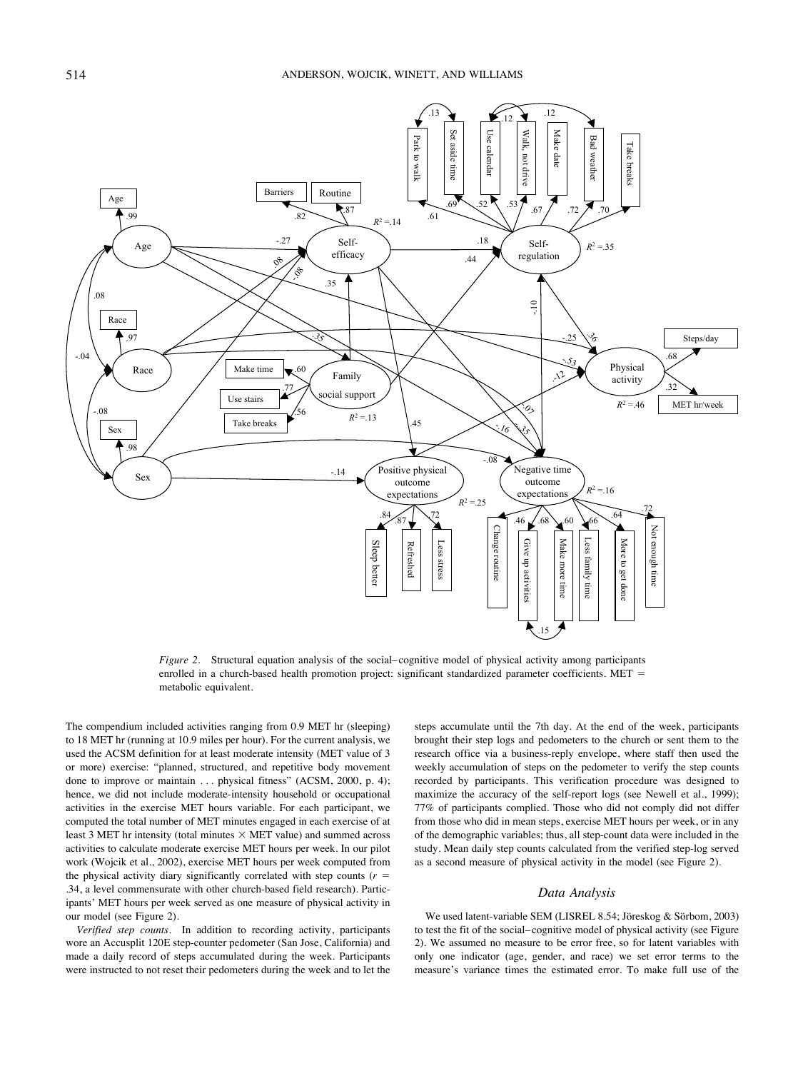*Figure 2.* Structural equation analysis of the social–cognitive model of physical activity among participants enrolled in a church-based health promotion project: significant standardized parameter coefficients. MET = metabolic equivalent.

The compendium included activities ranging from 0.9 MET hr (sleeping) to 18 MET hr (running at 10.9 miles per hour). For the current analysis, we used the ACSM definition for at least moderate intensity (MET value of 3 or more) exercise: "planned, structured, and repetitive body movement done to improve or maintain . . . physical fitness" (ACSM, 2000, p. 4); hence, we did not include moderate-intensity household or occupational activities in the exercise MET hours variable. For each participant, we computed the total number of MET minutes engaged in each exercise of at least 3 MET hr intensity (total minutes × MET value) and summed across activities to calculate moderate exercise MET hours per week. In our pilot work (Wojcik et al., 2002), exercise MET hours per week computed from the physical activity diary significantly correlated with step counts ($r$ = .34, a level commensurate with other church-based field research). Participants' MET hours per week served as one measure of physical activity in our model (see Figure 2).

*Verified step counts.* In addition to recording activity, participants wore an Accusplit 120E step-counter pedometer (San Jose, California) and made a daily record of steps accumulated during the week. Participants were instructed to not reset their pedometers during the week and to let the steps accumulate until the 7th day. At the end of the week, participants brought their step logs and pedometers to the church or sent them to the research office via a business-reply envelope, where staff then used the weekly accumulation of steps on the pedometer to verify the step counts recorded by participants. This verification procedure was designed to maximize the accuracy of the self-report logs (see Newell et al., 1999); 77% of participants complied. Those who did not comply did not differ from those who did in mean steps, exercise MET hours per week, or in any of the demographic variables; thus, all step-count data were included in the study. Mean daily step counts calculated from the verified step-log served as a second measure of physical activity in the model (see Figure 2).

## Data Analysis

We used latent-variable SEM (LISREL 8.54; Jöreskog & Sörbom, 2003) to test the fit of the social–cognitive model of physical activity (see Figure 2). We assumed no measure to be error free, so for latent variables with only one indicator (age, gender, and race) we set error terms to the measure's variance times the estimated error. To make full use of the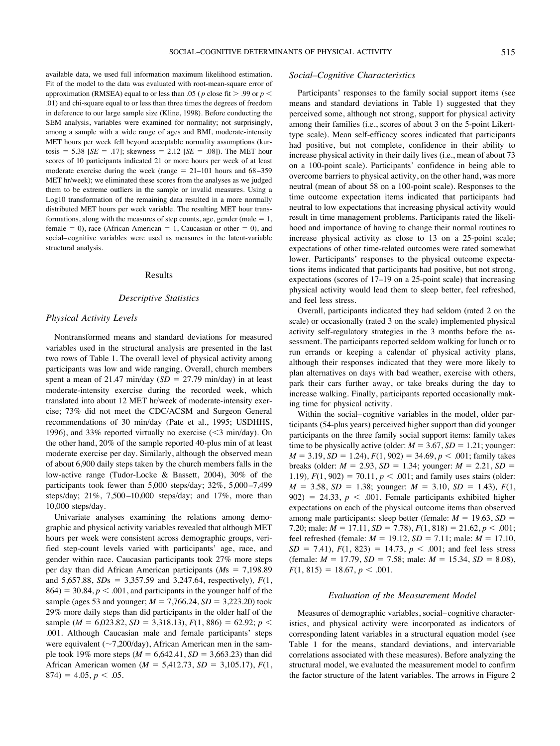available data, we used full information maximum likelihood estimation. Fit of the model to the data was evaluated with root-mean-square error of approximation (RMSEA) equal to or less than .05 ($p$ close fit $>$ .99 or $p <$ .01) and chi-square equal to or less than three times the degrees of freedom in deference to our large sample size (Kline, 1998). Before conducting the SEM analysis, variables were examined for normality; not surprisingly, among a sample with a wide range of ages and BMI, moderate-intensity MET hours per week fell beyond acceptable normality assumptions (kurtosis = 5.38 [$SE$ = .17]; skewness = 2.12 [$SE$ = .08]). The MET hour scores of 10 participants indicated 21 or more hours per week of at least moderate exercise during the week (range = 21–101 hours and 68–359 MET hr/week); we eliminated these scores from the analyses as we judged them to be extreme outliers in the sample or invalid measures. Using a Log10 transformation of the remaining data resulted in a more normally distributed MET hours per week variable. The resulting MET hour transformations, along with the measures of step counts, age, gender (male = 1, female = 0), race (African American = 1, Caucasian or other = 0), and social–cognitive variables were used as measures in the latent-variable structural analysis.

## Results

### Descriptive Statistics

#### Physical Activity Levels

Nontransformed means and standard deviations for measured variables used in the structural analysis are presented in the last two rows of Table 1. The overall level of physical activity among participants was low and wide ranging. Overall, church members spent a mean of 21.47 min/day ($SD$ = 27.79 min/day) in at least moderate-intensity exercise during the recorded week, which translated into about 12 MET hr/week of moderate-intensity exercise; 73% did not meet the CDC/ACSM and Surgeon General recommendations of 30 min/day (Pate et al., 1995; USDHHS, 1996), and 33% reported virtually no exercise (<3 min/day). On the other hand, 20% of the sample reported 40-plus min of at least moderate exercise per day. Similarly, although the observed mean of about 6,900 daily steps taken by the church members falls in the low-active range (Tudor-Locke & Bassett, 2004), 30% of the participants took fewer than 5,000 steps/day; 32%, 5,000–7,499 steps/day; 21%, 7,500–10,000 steps/day; and 17%, more than 10,000 steps/day.

Univariate analyses examining the relations among demographic and physical activity variables revealed that although MET hours per week were consistent across demographic groups, verified step-count levels varied with participants' age, race, and gender within race. Caucasian participants took 27% more steps per day than did African American participants ($M$s = 7,198.89 and 5,657.88, $SD$s = 3,357.59 and 3,247.64, respectively), $F(1, 864) = 30.84$, $p < .001$, and participants in the younger half of the sample (ages 53 and younger; $M$ = 7,766.24, $SD$ = 3,223.20) took 29% more daily steps than did participants in the older half of the sample ($M$ = 6,023.82, $SD$ = 3,318.13), $F(1, 886) = 62.92$; $p < .001$. Although Caucasian male and female participants' steps were equivalent (~7,200/day), African American men in the sample took 19% more steps ($M$ = 6,642.41, $SD$ = 3,663.23) than did African American women ($M$ = 5,412.73, $SD$ = 3,105.17), $F(1, 874) = 4.05$, $p < .05$.

#### Social–Cognitive Characteristics

Participants' responses to the family social support items (see means and standard deviations in Table 1) suggested that they perceived some, although not strong, support for physical activity among their families (i.e., scores of about 3 on the 5-point Likert-type scale). Mean self-efficacy scores indicated that participants had positive, but not complete, confidence in their ability to increase physical activity in their daily lives (i.e., mean of about 73 on a 100-point scale). Participants' confidence in being able to overcome barriers to physical activity, on the other hand, was more neutral (mean of about 58 on a 100-point scale). Responses to the time outcome expectation items indicated that participants had neutral to low expectations that increasing physical activity would result in time management problems. Participants rated the likelihood and importance of having to change their normal routines to increase physical activity as close to 13 on a 25-point scale; expectations of other time-related outcomes were rated somewhat lower. Participants' responses to the physical outcome expectations items indicated that participants had positive, but not strong, expectations (scores of 17–19 on a 25-point scale) that increasing physical activity would lead them to sleep better, feel refreshed, and feel less stress.

Overall, participants indicated they had seldom (rated 2 on the scale) or occasionally (rated 3 on the scale) implemented physical activity self-regulatory strategies in the 3 months before the assessment. The participants reported seldom walking for lunch or to run errands or keeping a calendar of physical activity plans, although their responses indicated that they were more likely to plan alternatives on days with bad weather, exercise with others, park their cars further away, or take breaks during the day to increase walking. Finally, participants reported occasionally making time for physical activity.

Within the social–cognitive variables in the model, older participants (54-plus years) perceived higher support than did younger participants on the three family social support items: family takes time to be physically active (older: $M$ = 3.67, $SD$ = 1.21; younger: $M$ = 3.19, $SD$ = 1.24), $F(1, 902) = 34.69$, $p < .001$; family takes breaks (older: $M$ = 2.93, $SD$ = 1.34; younger: $M$ = 2.21, $SD$ = 1.19), $F(1, 902) = 70.11$, $p < .001$; and family uses stairs (older: $M$ = 3.58, $SD$ = 1.38; younger: $M$ = 3.10, $SD$ = 1.43), $F(1, 902) = 24.33$, $p < .001$. Female participants exhibited higher expectations on each of the physical outcome items than observed among male participants: sleep better (female: $M$ = 19.63, $SD$ = 7.20; male: $M$ = 17.11, $SD$ = 7.78), $F(1, 818) = 21.62$, $p < .001$; feel refreshed (female: $M$ = 19.12, $SD$ = 7.11; male: $M$ = 17.10, $SD$ = 7.41), $F(1, 823) = 14.73$, $p < .001$; and feel less stress (female: $M$ = 17.79, $SD$ = 7.58; male: $M$ = 15.34, $SD$ = 8.08), $F(1, 815) = 18.67$, $p < .001$.

### Evaluation of the Measurement Model

Measures of demographic variables, social–cognitive characteristics, and physical activity were incorporated as indicators of corresponding latent variables in a structural equation model (see Table 1 for the means, standard deviations, and intervariable correlations associated with these measures). Before analyzing the structural model, we evaluated the measurement model to confirm the factor structure of the latent variables. The arrows in Figure 2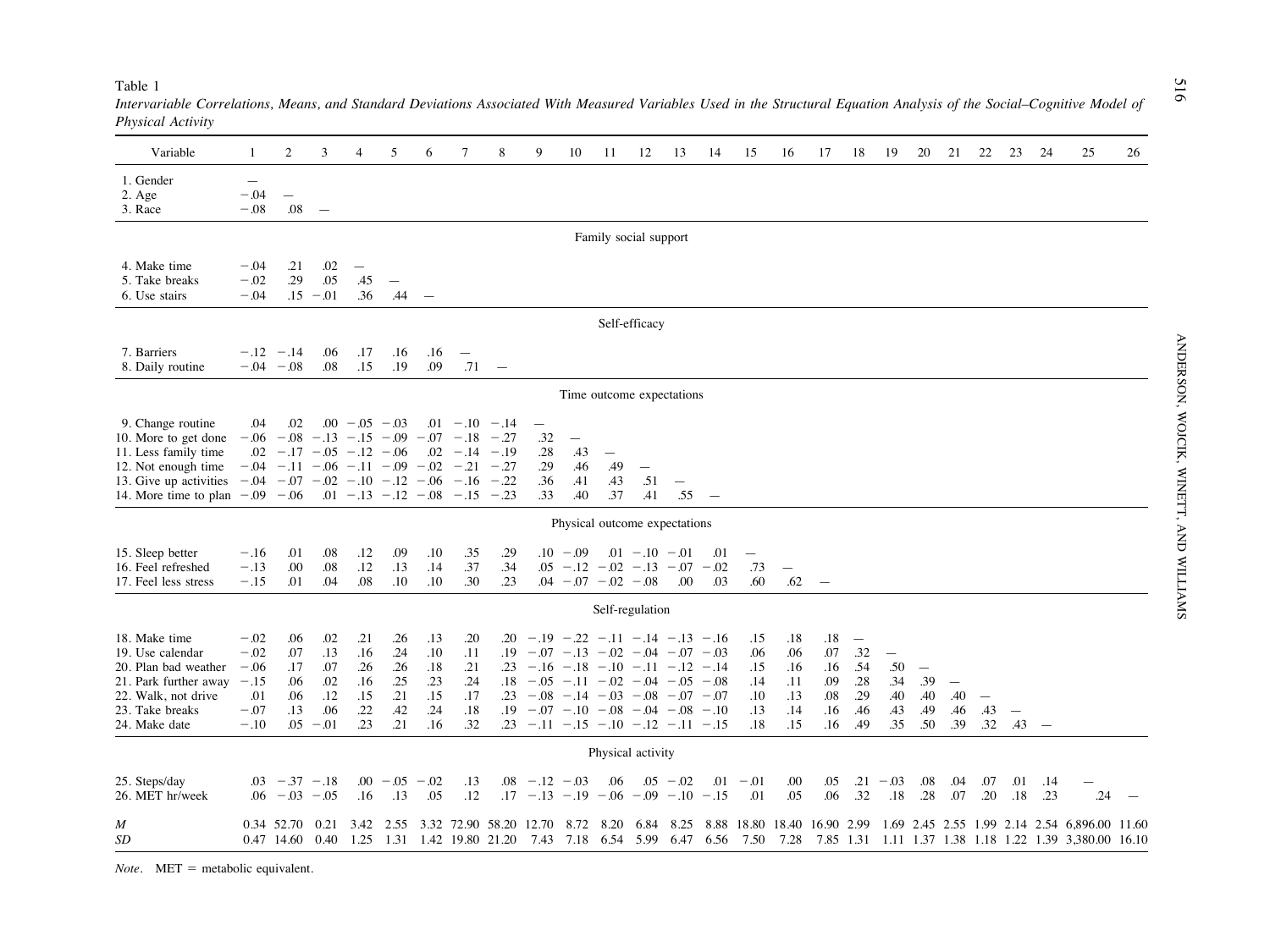Table 1

*Intervariable Correlations, Means, and Standard Deviations Associated With Measured Variables Used in the Structural Equation Analysis of the Social–Cognitive Model of Physical Activity*

| Variable | 1 | 2 | 3 | 4 | 5 | 6 | 7 | 8 | 9 | 10 | 11 | 12 | 13 | 14 | 15 | 16 | 17 | 18 | 19 | 20 | 21 | 22 | 23 | 24 | 25 | 26 |
|---|---|---|---|---|---|---|---|---|---|---|---|---|---|---|---|---|---|---|---|---|---|---|---|---|---|---|
| 1. Gender | — | | | | | | | | | | | | | | | | | | | | | | | | | |
| 2. Age | −.04 | — | | | | | | | | | | | | | | | | | | | | | | | | |
| 3. Race | −.08 | .08 | — | | | | | | | | | | | | | | | | | | | | | | | |
| Family social support | | | | | | | | | | | | | | | | | | | | | | | | | | |
| 4. Make time | −.04 | .21 | .02 | — | | | | | | | | | | | | | | | | | | | | | | |
| 5. Take breaks | −.02 | .29 | .05 | .45 | — | | | | | | | | | | | | | | | | | | | | | |
| 6. Use stairs | −.04 | .15 | −.01 | .36 | .44 | — | | | | | | | | | | | | | | | | | | | | |
| Self-efficacy | | | | | | | | | | | | | | | | | | | | | | | | | | |
| 7. Barriers | −.12 | −.14 | .06 | .17 | .16 | .16 | — | | | | | | | | | | | | | | | | | | | |
| 8. Daily routine | −.04 | −.08 | .08 | .15 | .19 | .09 | .71 | — | | | | | | | | | | | | | | | | | | |
| Time outcome expectations | | | | | | | | | | | | | | | | | | | | | | | | | | |
| 9. Change routine | .04 | .02 | .00 | −.05 | −.03 | .01 | −.10 | −.14 | — | | | | | | | | | | | | | | | | | |
| 10. More to get done | −.06 | −.08 | −.13 | −.15 | −.09 | −.07 | −.18 | −.27 | .32 | — | | | | | | | | | | | | | | | | |
| 11. Less family time | .02 | −.17 | −.05 | −.12 | −.06 | .02 | −.14 | −.19 | .28 | .43 | — | | | | | | | | | | | | | | | |
| 12. Not enough time | −.04 | −.11 | −.06 | −.11 | −.09 | −.02 | −.21 | −.27 | .29 | .46 | .49 | — | | | | | | | | | | | | | | |
| 13. Give up activities | −.04 | −.07 | −.02 | −.10 | −.12 | −.06 | −.16 | −.22 | .36 | .41 | .43 | .51 | — | | | | | | | | | | | | | |
| 14. More time to plan | −.09 | −.06 | .01 | −.13 | −.12 | −.08 | −.15 | −.23 | .33 | .40 | .37 | .41 | .55 | — | | | | | | | | | | | | |
| Physical outcome expectations | | | | | | | | | | | | | | | | | | | | | | | | | | |
| 15. Sleep better | −.16 | .01 | .08 | .12 | .09 | .10 | .35 | .29 | .10 | −.09 | .01 | −.10 | −.01 | .01 | — | | | | | | | | | | | |
| 16. Feel refreshed | −.13 | .00 | .08 | .12 | .13 | .14 | .37 | .34 | .05 | −.12 | −.02 | −.13 | −.07 | −.02 | .73 | — | | | | | | | | | | |
| 17. Feel less stress | −.15 | .01 | .04 | .08 | .10 | .10 | .30 | .23 | .04 | −.07 | −.02 | −.08 | .00 | .03 | .60 | .62 | — | | | | | | | | | |
| Self-regulation | | | | | | | | | | | | | | | | | | | | | | | | | | |
| 18. Make time | −.02 | .06 | .02 | .21 | .26 | .13 | .20 | .20 | −.19 | −.22 | −.11 | −.14 | −.13 | −.16 | .15 | .18 | .18 | — | | | | | | | | |
| 19. Use calendar | −.02 | .07 | .13 | .16 | .24 | .10 | .11 | .19 | −.07 | −.13 | −.02 | −.04 | −.07 | −.03 | .06 | .06 | .07 | .32 | — | | | | | | | |
| 20. Plan bad weather | −.06 | .17 | .07 | .26 | .26 | .18 | .21 | .23 | −.16 | −.18 | −.10 | −.11 | −.12 | −.14 | .15 | .16 | .16 | .54 | .50 | — | | | | | | |
| 21. Park further away | −.15 | .06 | .02 | .16 | .25 | .23 | .24 | .18 | −.05 | −.11 | −.02 | −.04 | −.05 | −.08 | .14 | .11 | .09 | .28 | .34 | .39 | — | | | | | |
| 22. Walk, not drive | .01 | .06 | .12 | .15 | .21 | .15 | .17 | .23 | −.08 | −.14 | −.03 | −.08 | −.07 | −.07 | .10 | .13 | .08 | .29 | .40 | .40 | .40 | — | | | | |
| 23. Take breaks | −.07 | .13 | .06 | .22 | .42 | .24 | .18 | .19 | −.07 | −.10 | −.08 | −.04 | −.08 | −.10 | .13 | .14 | .16 | .46 | .43 | .49 | .46 | .43 | — | | | |
| 24. Make date | −.10 | .05 | −.01 | .23 | .21 | .16 | .32 | .23 | −.11 | −.15 | −.10 | −.12 | −.11 | −.15 | .18 | .15 | .16 | .49 | .35 | .50 | .39 | .32 | .43 | — | | |
| Physical activity | | | | | | | | | | | | | | | | | | | | | | | | | | |
| 25. Steps/day | .03 | −.37 | −.18 | .00 | −.05 | −.02 | .13 | .08 | −.12 | −.03 | .06 | .05 | −.02 | .01 | −.01 | .00 | .05 | .21 | −.03 | .08 | .04 | .07 | .01 | .14 | — | |
| 26. MET hr/week | .06 | −.03 | −.05 | .16 | .13 | .05 | .12 | .17 | −.13 | −.19 | −.06 | −.09 | −.10 | −.15 | .01 | .05 | .06 | .32 | .18 | .28 | .07 | .20 | .18 | .23 | .24 | — |
| *M* | 0.34 | 52.70 | 0.21 | 3.42 | 2.55 | 3.32 | 72.90 | 58.20 | 12.70 | 8.72 | 8.20 | 6.84 | 8.25 | 8.88 | 18.80 | 18.40 | 16.90 | 2.99 | 1.69 | 2.45 | 2.55 | 1.99 | 2.14 | 2.54 | 6,896.00 | 11.60 |
| *SD* | 0.47 | 14.60 | 0.40 | 1.25 | 1.31 | 1.42 | 19.80 | 21.20 | 7.43 | 7.18 | 6.54 | 5.99 | 6.47 | 6.56 | 7.50 | 7.28 | 7.85 | 1.31 | 1.11 | 1.37 | 1.38 | 1.18 | 1.22 | 1.39 | 3,380.00 | 16.10 |

*Note*. MET = metabolic equivalent.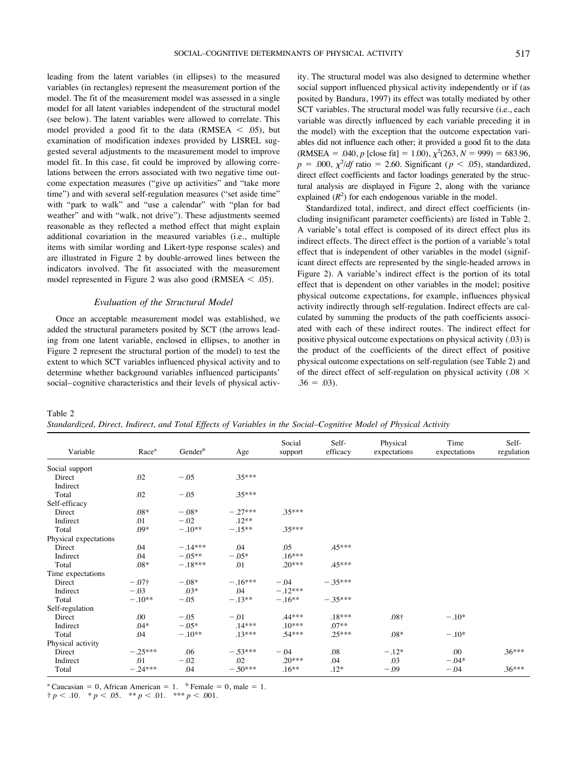leading from the latent variables (in ellipses) to the measured variables (in rectangles) represent the measurement portion of the model. The fit of the measurement model was assessed in a single model for all latent variables independent of the structural model (see below). The latent variables were allowed to correlate. This model provided a good fit to the data (RMSEA < .05), but examination of modification indexes provided by LISREL suggested several adjustments to the measurement model to improve model fit. In this case, fit could be improved by allowing correlations between the errors associated with two negative time outcome expectation measures ("give up activities" and "take more time") and with several self-regulation measures ("set aside time" with "park to walk" and "use a calendar" with "plan for bad weather" and with "walk, not drive"). These adjustments seemed reasonable as they reflected a method effect that might explain additional covariation in the measured variables (i.e., multiple items with similar wording and Likert-type response scales) and are illustrated in Figure 2 by double-arrowed lines between the indicators involved. The fit associated with the measurement model represented in Figure 2 was also good (RMSEA < .05).

### *Evaluation of the Structural Model*

Once an acceptable measurement model was established, we added the structural parameters posited by SCT (the arrows leading from one latent variable, enclosed in ellipses, to another in Figure 2 represent the structural portion of the model) to test the extent to which SCT variables influenced physical activity and to determine whether background variables influenced participants' social–cognitive characteristics and their levels of physical activity. The structural model was also designed to determine whether social support influenced physical activity independently or if (as posited by Bandura, 1997) its effect was totally mediated by other SCT variables. The structural model was fully recursive (i.e., each variable was directly influenced by each variable preceding it in the model) with the exception that the outcome expectation variables did not influence each other; it provided a good fit to the data (RMSEA = .040, *p* [close fit] = 1.00), $\chi^2(263, N = 999) = 683.96$, $p = .000$, $\chi^2/df$ ratio = 2.60. Significant ($p < .05$), standardized, direct effect coefficients and factor loadings generated by the structural analysis are displayed in Figure 2, along with the variance explained ($R^2$) for each endogenous variable in the model.

Standardized total, indirect, and direct effect coefficients (including insignificant parameter coefficients) are listed in Table 2. A variable's total effect is composed of its direct effect plus its indirect effects. The direct effect is the portion of a variable's total effect that is independent of other variables in the model (significant direct effects are represented by the single-headed arrows in Figure 2). A variable's indirect effect is the portion of its total effect that is dependent on other variables in the model; positive physical outcome expectations, for example, influences physical activity indirectly through self-regulation. Indirect effects are calculated by summing the products of the path coefficients associated with each of these indirect routes. The indirect effect for positive physical outcome expectations on physical activity (.03) is the product of the coefficients of the direct effect of positive physical outcome expectations on self-regulation (see Table 2) and of the direct effect of self-regulation on physical activity (.08 × .36 = .03).

Table 2
*Standardized, Direct, Indirect, and Total Effects of Variables in the Social–Cognitive Model of Physical Activity*

| Variable | Race[a] | Gender[b] | Age | Social support | Self-efficacy | Physical expectations | Time expectations | Self-regulation |
|---|---|---|---|---|---|---|---|---|
| Social support | | | | | | | | |
| Direct | .02 | −.05 | .35*** | | | | | |
| Indirect | | | | | | | | |
| Total | .02 | −.05 | .35*** | | | | | |
| Self-efficacy | | | | | | | | |
| Direct | .08* | −.08* | −.27*** | .35*** | | | | |
| Indirect | .01 | −.02 | .12** | | | | | |
| Total | .09* | −.10** | −.15** | .35*** | | | | |
| Physical expectations | | | | | | | | |
| Direct | .04 | −.14*** | .04 | .05 | .45*** | | | |
| Indirect | .04 | −.05** | −.05* | .16*** | | | | |
| Total | .08* | −.18*** | .01 | .20*** | .45*** | | | |
| Time expectations | | | | | | | | |
| Direct | −.07† | −.08* | −.16*** | −.04 | −.35*** | | | |
| Indirect | −.03 | .03* | .04 | −.12*** | | | | |
| Total | −.10** | −.05 | −.13** | −.16** | −.35*** | | | |
| Self-regulation | | | | | | | | |
| Direct | .00 | −.05 | −.01 | .44*** | .18*** | .08† | −.10* | |
| Indirect | .04* | −.05* | .14*** | .10*** | .07** | | | |
| Total | .04 | −.10** | .13*** | .54*** | .25*** | .08* | −.10* | |
| Physical activity | | | | | | | | |
| Direct | −.25*** | .06 | −.53*** | −.04 | .08 | −.12* | .00 | .36*** |
| Indirect | .01 | −.02 | .02 | .20*** | .04 | .03 | −.04* | |
| Total | −.24*** | .04 | −.50*** | .16** | .12* | −.09 | −.04 | .36*** |

[a] Caucasian = 0, African American = 1. [b] Female = 0, male = 1.
† $p < .10$. * $p < .05$. ** $p < .01$. *** $p < .001$.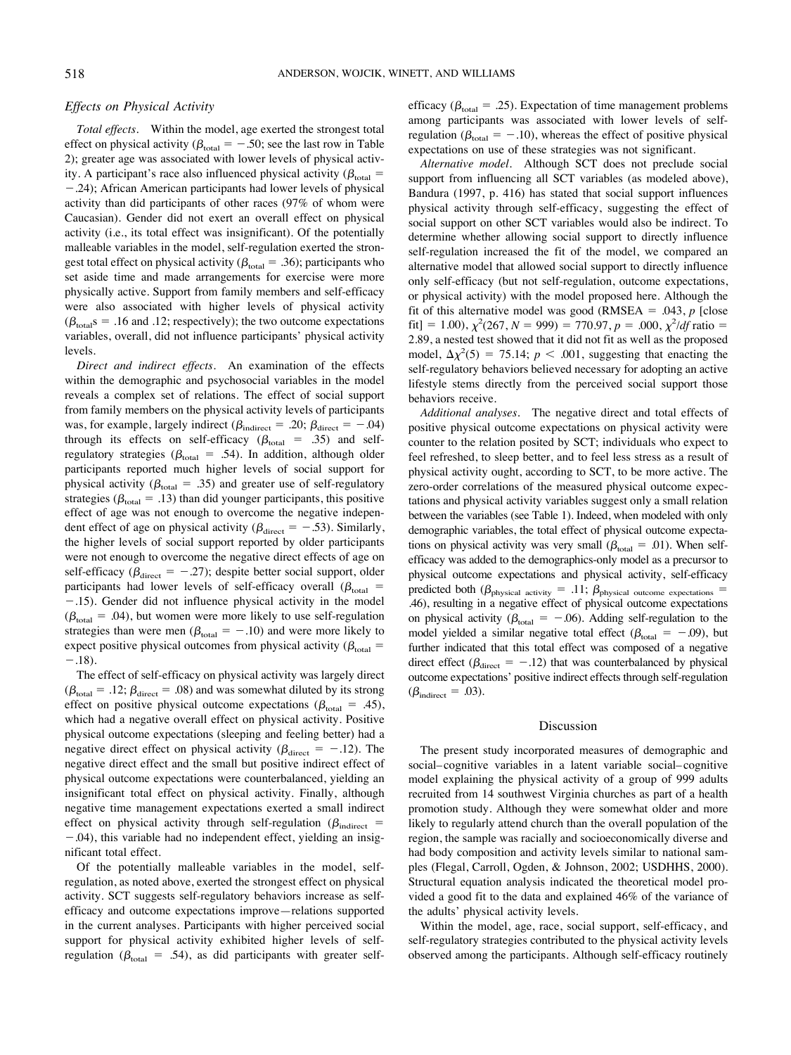### Effects on Physical Activity

*Total effects.* Within the model, age exerted the strongest total effect on physical activity ($\beta_{total} = -.50$; see the last row in Table 2); greater age was associated with lower levels of physical activity. A participant's race also influenced physical activity ($\beta_{total} = -.24$); African American participants had lower levels of physical activity than did participants of other races (97% of whom were Caucasian). Gender did not exert an overall effect on physical activity (i.e., its total effect was insignificant). Of the potentially malleable variables in the model, self-regulation exerted the strongest total effect on physical activity ($\beta_{total} = .36$); participants who set aside time and made arrangements for exercise were more physically active. Support from family members and self-efficacy were also associated with higher levels of physical activity ($\beta_{total}$s = .16 and .12; respectively); the two outcome expectations variables, overall, did not influence participants' physical activity levels.

*Direct and indirect effects.* An examination of the effects within the demographic and psychosocial variables in the model reveals a complex set of relations. The effect of social support from family members on the physical activity levels of participants was, for example, largely indirect ($\beta_{indirect} = .20$; $\beta_{direct} = -.04$) through its effects on self-efficacy ($\beta_{total} = .35$) and self-regulatory strategies ($\beta_{total} = .54$). In addition, although older participants reported much higher levels of social support for physical activity ($\beta_{total} = .35$) and greater use of self-regulatory strategies ($\beta_{total} = .13$) than did younger participants, this positive effect of age was not enough to overcome the negative independent effect of age on physical activity ($\beta_{direct} = -.53$). Similarly, the higher levels of social support reported by older participants were not enough to overcome the negative direct effects of age on self-efficacy ($\beta_{direct} = -.27$); despite better social support, older participants had lower levels of self-efficacy overall ($\beta_{total} = -.15$). Gender did not influence physical activity in the model ($\beta_{total} = .04$), but women were more likely to use self-regulation strategies than were men ($\beta_{total} = -.10$) and were more likely to expect positive physical outcomes from physical activity ($\beta_{total} = -.18$).

The effect of self-efficacy on physical activity was largely direct ($\beta_{total} = .12$; $\beta_{direct} = .08$) and was somewhat diluted by its strong effect on positive physical outcome expectations ($\beta_{total} = .45$), which had a negative overall effect on physical activity. Positive physical outcome expectations (sleeping and feeling better) had a negative direct effect on physical activity ($\beta_{direct} = -.12$). The negative direct effect and the small but positive indirect effect of physical outcome expectations were counterbalanced, yielding an insignificant total effect on physical activity. Finally, although negative time management expectations exerted a small indirect effect on physical activity through self-regulation ($\beta_{indirect} = -.04$), this variable had no independent effect, yielding an insignificant total effect.

Of the potentially malleable variables in the model, self-regulation, as noted above, exerted the strongest effect on physical activity. SCT suggests self-regulatory behaviors increase as self-efficacy and outcome expectations improve—relations supported in the current analyses. Participants with higher perceived social support for physical activity exhibited higher levels of self-regulation ($\beta_{total} = .54$), as did participants with greater self-efficacy ($\beta_{total} = .25$). Expectation of time management problems among participants was associated with lower levels of self-regulation ($\beta_{total} = -.10$), whereas the effect of positive physical expectations on use of these strategies was not significant.

*Alternative model.* Although SCT does not preclude social support from influencing all SCT variables (as modeled above), Bandura (1997, p. 416) has stated that social support influences physical activity through self-efficacy, suggesting the effect of social support on other SCT variables would also be indirect. To determine whether allowing social support to directly influence self-regulation increased the fit of the model, we compared an alternative model that allowed social support to directly influence only self-efficacy (but not self-regulation, outcome expectations, or physical activity) with the model proposed here. Although the fit of this alternative model was good (RMSEA = .043, *p* [close fit] = 1.00), $\chi^2(267, N = 999) = 770.97$, $p = .000$, $\chi^2/df$ ratio = 2.89, a nested test showed that it did not fit as well as the proposed model, $\Delta\chi^2(5) = 75.14$; $p < .001$, suggesting that enacting the self-regulatory behaviors believed necessary for adopting an active lifestyle stems directly from the perceived social support those behaviors receive.

*Additional analyses.* The negative direct and total effects of positive physical outcome expectations on physical activity were counter to the relation posited by SCT; individuals who expect to feel refreshed, to sleep better, and to feel less stress as a result of physical activity ought, according to SCT, to be more active. The zero-order correlations of the measured physical outcome expectations and physical activity variables suggest only a small relation between the variables (see Table 1). Indeed, when modeled with only demographic variables, the total effect of physical outcome expectations on physical activity was very small ($\beta_{total} = .01$). When self-efficacy was added to the demographics-only model as a precursor to physical outcome expectations and physical activity, self-efficacy predicted both ($\beta_{physical\ activity} = .11$; $\beta_{physical\ outcome\ expectations} = .46$), resulting in a negative effect of physical outcome expectations on physical activity ($\beta_{total} = -.06$). Adding self-regulation to the model yielded a similar negative total effect ($\beta_{total} = -.09$), but further indicated that this total effect was composed of a negative direct effect ($\beta_{direct} = -.12$) that was counterbalanced by physical outcome expectations' positive indirect effects through self-regulation ($\beta_{indirect} = .03$).

## Discussion

The present study incorporated measures of demographic and social–cognitive variables in a latent variable social–cognitive model explaining the physical activity of a group of 999 adults recruited from 14 southwest Virginia churches as part of a health promotion study. Although they were somewhat older and more likely to regularly attend church than the overall population of the region, the sample was racially and socioeconomically diverse and had body composition and activity levels similar to national samples (Flegal, Carroll, Ogden, & Johnson, 2002; USDHHS, 2000). Structural equation analysis indicated the theoretical model provided a good fit to the data and explained 46% of the variance of the adults' physical activity levels.

Within the model, age, race, social support, self-efficacy, and self-regulatory strategies contributed to the physical activity levels observed among the participants. Although self-efficacy routinely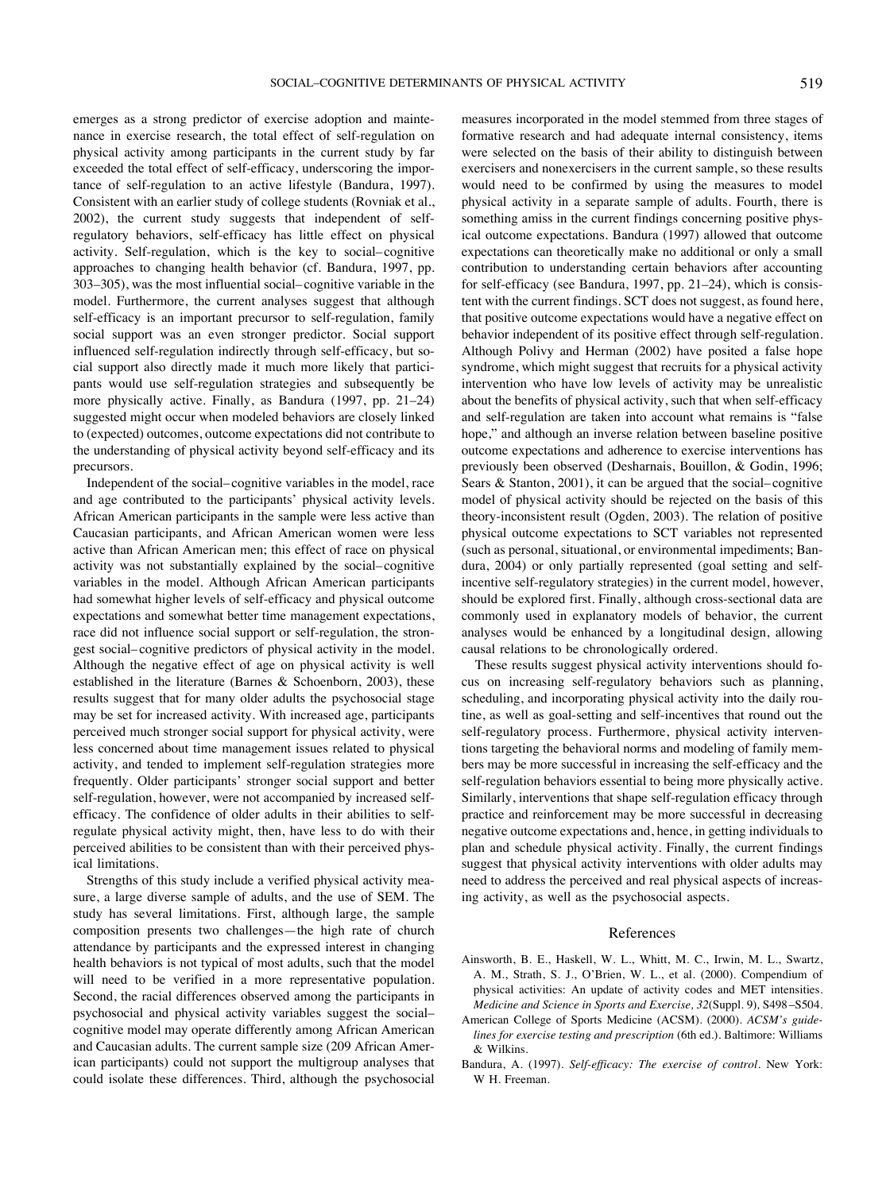emerges as a strong predictor of exercise adoption and maintenance in exercise research, the total effect of self-regulation on physical activity among participants in the current study by far exceeded the total effect of self-efficacy, underscoring the importance of self-regulation to an active lifestyle (Bandura, 1997). Consistent with an earlier study of college students (Rovniak et al., 2002), the current study suggests that independent of self-regulatory behaviors, self-efficacy has little effect on physical activity. Self-regulation, which is the key to social–cognitive approaches to changing health behavior (cf. Bandura, 1997, pp. 303–305), was the most influential social–cognitive variable in the model. Furthermore, the current analyses suggest that although self-efficacy is an important precursor to self-regulation, family social support was an even stronger predictor. Social support influenced self-regulation indirectly through self-efficacy, but social support also directly made it much more likely that participants would use self-regulation strategies and subsequently be more physically active. Finally, as Bandura (1997, pp. 21–24) suggested might occur when modeled behaviors are closely linked to (expected) outcomes, outcome expectations did not contribute to the understanding of physical activity beyond self-efficacy and its precursors.

Independent of the social–cognitive variables in the model, race and age contributed to the participants' physical activity levels. African American participants in the sample were less active than Caucasian participants, and African American women were less active than African American men; this effect of race on physical activity was not substantially explained by the social–cognitive variables in the model. Although African American participants had somewhat higher levels of self-efficacy and physical outcome expectations and somewhat better time management expectations, race did not influence social support or self-regulation, the strongest social–cognitive predictors of physical activity in the model. Although the negative effect of age on physical activity is well established in the literature (Barnes & Schoenborn, 2003), these results suggest that for many older adults the psychosocial stage may be set for increased activity. With increased age, participants perceived much stronger social support for physical activity, were less concerned about time management issues related to physical activity, and tended to implement self-regulation strategies more frequently. Older participants' stronger social support and better self-regulation, however, were not accompanied by increased self-efficacy. The confidence of older adults in their abilities to self-regulate physical activity might, then, have less to do with their perceived abilities to be consistent than with their perceived physical limitations.

Strengths of this study include a verified physical activity measure, a large diverse sample of adults, and the use of SEM. The study has several limitations. First, although large, the sample composition presents two challenges—the high rate of church attendance by participants and the expressed interest in changing health behaviors is not typical of most adults, such that the model will need to be verified in a more representative population. Second, the racial differences observed among the participants in psychosocial and physical activity variables suggest the social–cognitive model may operate differently among African American and Caucasian adults. The current sample size (209 African American participants) could not support the multigroup analyses that could isolate these differences. Third, although the psychosocial measures incorporated in the model stemmed from three stages of formative research and had adequate internal consistency, items were selected on the basis of their ability to distinguish between exercisers and nonexercisers in the current sample, so these results would need to be confirmed by using the measures to model physical activity in a separate sample of adults. Fourth, there is something amiss in the current findings concerning positive physical outcome expectations. Bandura (1997) allowed that outcome expectations can theoretically make no additional or only a small contribution to understanding certain behaviors after accounting for self-efficacy (see Bandura, 1997, pp. 21–24), which is consistent with the current findings. SCT does not suggest, as found here, that positive outcome expectations would have a negative effect on behavior independent of its positive effect through self-regulation. Although Polivy and Herman (2002) have posited a false hope syndrome, which might suggest that recruits for a physical activity intervention who have low levels of activity may be unrealistic about the benefits of physical activity, such that when self-efficacy and self-regulation are taken into account what remains is "false hope," and although an inverse relation between baseline positive outcome expectations and adherence to exercise interventions has previously been observed (Desharnais, Bouillon, & Godin, 1996; Sears & Stanton, 2001), it can be argued that the social–cognitive model of physical activity should be rejected on the basis of this theory-inconsistent result (Ogden, 2003). The relation of positive physical outcome expectations to SCT variables not represented (such as personal, situational, or environmental impediments; Bandura, 2004) or only partially represented (goal setting and self-incentive self-regulatory strategies) in the current model, however, should be explored first. Finally, although cross-sectional data are commonly used in explanatory models of behavior, the current analyses would be enhanced by a longitudinal design, allowing causal relations to be chronologically ordered.

These results suggest physical activity interventions should focus on increasing self-regulatory behaviors such as planning, scheduling, and incorporating physical activity into the daily routine, as well as goal-setting and self-incentives that round out the self-regulatory process. Furthermore, physical activity interventions targeting the behavioral norms and modeling of family members may be more successful in increasing the self-efficacy and the self-regulation behaviors essential to being more physically active. Similarly, interventions that shape self-regulation efficacy through practice and reinforcement may be more successful in decreasing negative outcome expectations and, hence, in getting individuals to plan and schedule physical activity. Finally, the current findings suggest that physical activity interventions with older adults may need to address the perceived and real physical aspects of increasing activity, as well as the psychosocial aspects.

## References

Ainsworth, B. E., Haskell, W. L., Whitt, M. C., Irwin, M. L., Swartz, A. M., Strath, S. J., O'Brien, W. L., et al. (2000). Compendium of physical activities: An update of activity codes and MET intensities. *Medicine and Science in Sports and Exercise, 32*(Suppl. 9), S498–S504.

American College of Sports Medicine (ACSM). (2000). *ACSM's guidelines for exercise testing and prescription* (6th ed.). Baltimore: Williams & Wilkins.

Bandura, A. (1997). *Self-efficacy: The exercise of control*. New York: W H. Freeman.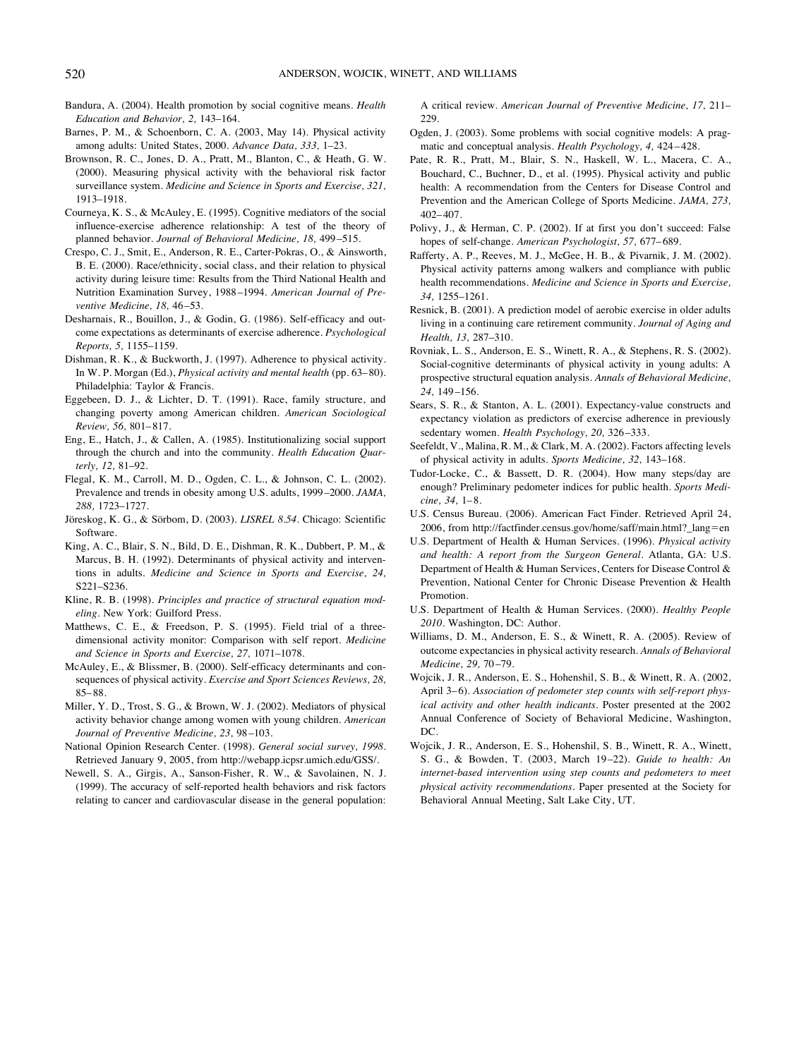Bandura, A. (2004). Health promotion by social cognitive means. *Health Education and Behavior, 2,* 143–164.

Barnes, P. M., & Schoenborn, C. A. (2003, May 14). Physical activity among adults: United States, 2000. *Advance Data, 333,* 1–23.

Brownson, R. C., Jones, D. A., Pratt, M., Blanton, C., & Heath, G. W. (2000). Measuring physical activity with the behavioral risk factor surveillance system. *Medicine and Science in Sports and Exercise, 321,* 1913–1918.

Courneya, K. S., & McAuley, E. (1995). Cognitive mediators of the social influence-exercise adherence relationship: A test of the theory of planned behavior. *Journal of Behavioral Medicine, 18,* 499–515.

Crespo, C. J., Smit, E., Anderson, R. E., Carter-Pokras, O., & Ainsworth, B. E. (2000). Race/ethnicity, social class, and their relation to physical activity during leisure time: Results from the Third National Health and Nutrition Examination Survey, 1988–1994. *American Journal of Preventive Medicine, 18,* 46–53.

Desharnais, R., Bouillon, J., & Godin, G. (1986). Self-efficacy and outcome expectations as determinants of exercise adherence. *Psychological Reports, 5,* 1155–1159.

Dishman, R. K., & Buckworth, J. (1997). Adherence to physical activity. In W. P. Morgan (Ed.), *Physical activity and mental health* (pp. 63–80). Philadelphia: Taylor & Francis.

Eggebeen, D. J., & Lichter, D. T. (1991). Race, family structure, and changing poverty among American children. *American Sociological Review, 56,* 801–817.

Eng, E., Hatch, J., & Callen, A. (1985). Institutionalizing social support through the church and into the community. *Health Education Quarterly, 12,* 81–92.

Flegal, K. M., Carroll, M. D., Ogden, C. L., & Johnson, C. L. (2002). Prevalence and trends in obesity among U.S. adults, 1999–2000. *JAMA, 288,* 1723–1727.

Jöreskog, K. G., & Sörbom, D. (2003). *LISREL 8.54*. Chicago: Scientific Software.

King, A. C., Blair, S. N., Bild, D. E., Dishman, R. K., Dubbert, P. M., & Marcus, B. H. (1992). Determinants of physical activity and interventions in adults. *Medicine and Science in Sports and Exercise, 24,* S221–S236.

Kline, R. B. (1998). *Principles and practice of structural equation modeling*. New York: Guilford Press.

Matthews, C. E., & Freedson, P. S. (1995). Field trial of a three-dimensional activity monitor: Comparison with self report. *Medicine and Science in Sports and Exercise, 27,* 1071–1078.

McAuley, E., & Blissmer, B. (2000). Self-efficacy determinants and consequences of physical activity. *Exercise and Sport Sciences Reviews, 28,* 85–88.

Miller, Y. D., Trost, S. G., & Brown, W. J. (2002). Mediators of physical activity behavior change among women with young children. *American Journal of Preventive Medicine, 23,* 98–103.

National Opinion Research Center. (1998). *General social survey, 1998*. Retrieved January 9, 2005, from http://webapp.icpsr.umich.edu/GSS/.

Newell, S. A., Girgis, A., Sanson-Fisher, R. W., & Savolainen, N. J. (1999). The accuracy of self-reported health behaviors and risk factors relating to cancer and cardiovascular disease in the general population: A critical review. *American Journal of Preventive Medicine, 17,* 211–229.

Ogden, J. (2003). Some problems with social cognitive models: A pragmatic and conceptual analysis. *Health Psychology, 4,* 424–428.

Pate, R. R., Pratt, M., Blair, S. N., Haskell, W. L., Macera, C. A., Bouchard, C., Buchner, D., et al. (1995). Physical activity and public health: A recommendation from the Centers for Disease Control and Prevention and the American College of Sports Medicine. *JAMA, 273,* 402–407.

Polivy, J., & Herman, C. P. (2002). If at first you don't succeed: False hopes of self-change. *American Psychologist, 57,* 677–689.

Rafferty, A. P., Reeves, M. J., McGee, H. B., & Pivarnik, J. M. (2002). Physical activity patterns among walkers and compliance with public health recommendations. *Medicine and Science in Sports and Exercise, 34,* 1255–1261.

Resnick, B. (2001). A prediction model of aerobic exercise in older adults living in a continuing care retirement community. *Journal of Aging and Health, 13,* 287–310.

Rovniak, L. S., Anderson, E. S., Winett, R. A., & Stephens, R. S. (2002). Social-cognitive determinants of physical activity in young adults: A prospective structural equation analysis. *Annals of Behavioral Medicine, 24,* 149–156.

Sears, S. R., & Stanton, A. L. (2001). Expectancy-value constructs and expectancy violation as predictors of exercise adherence in previously sedentary women. *Health Psychology, 20,* 326–333.

Seefeldt, V., Malina, R. M., & Clark, M. A. (2002). Factors affecting levels of physical activity in adults. *Sports Medicine, 32,* 143–168.

Tudor-Locke, C., & Bassett, D. R. (2004). How many steps/day are enough? Preliminary pedometer indices for public health. *Sports Medicine, 34,* 1–8.

U.S. Census Bureau. (2006). American Fact Finder. Retrieved April 24, 2006, from http://factfinder.census.gov/home/saff/main.html?_lang=en

U.S. Department of Health & Human Services. (1996). *Physical activity and health: A report from the Surgeon General*. Atlanta, GA: U.S. Department of Health & Human Services, Centers for Disease Control & Prevention, National Center for Chronic Disease Prevention & Health Promotion.

U.S. Department of Health & Human Services. (2000). *Healthy People 2010*. Washington, DC: Author.

Williams, D. M., Anderson, E. S., & Winett, R. A. (2005). Review of outcome expectancies in physical activity research. *Annals of Behavioral Medicine, 29,* 70–79.

Wojcik, J. R., Anderson, E. S., Hohenshil, S. B., & Winett, R. A. (2002, April 3–6). *Association of pedometer step counts with self-report physical activity and other health indicants*. Poster presented at the 2002 Annual Conference of Society of Behavioral Medicine, Washington, DC.

Wojcik, J. R., Anderson, E. S., Hohenshil, S. B., Winett, R. A., Winett, S. G., & Bowden, T. (2003, March 19–22). *Guide to health: An internet-based intervention using step counts and pedometers to meet physical activity recommendations*. Paper presented at the Society for Behavioral Annual Meeting, Salt Lake City, UT.